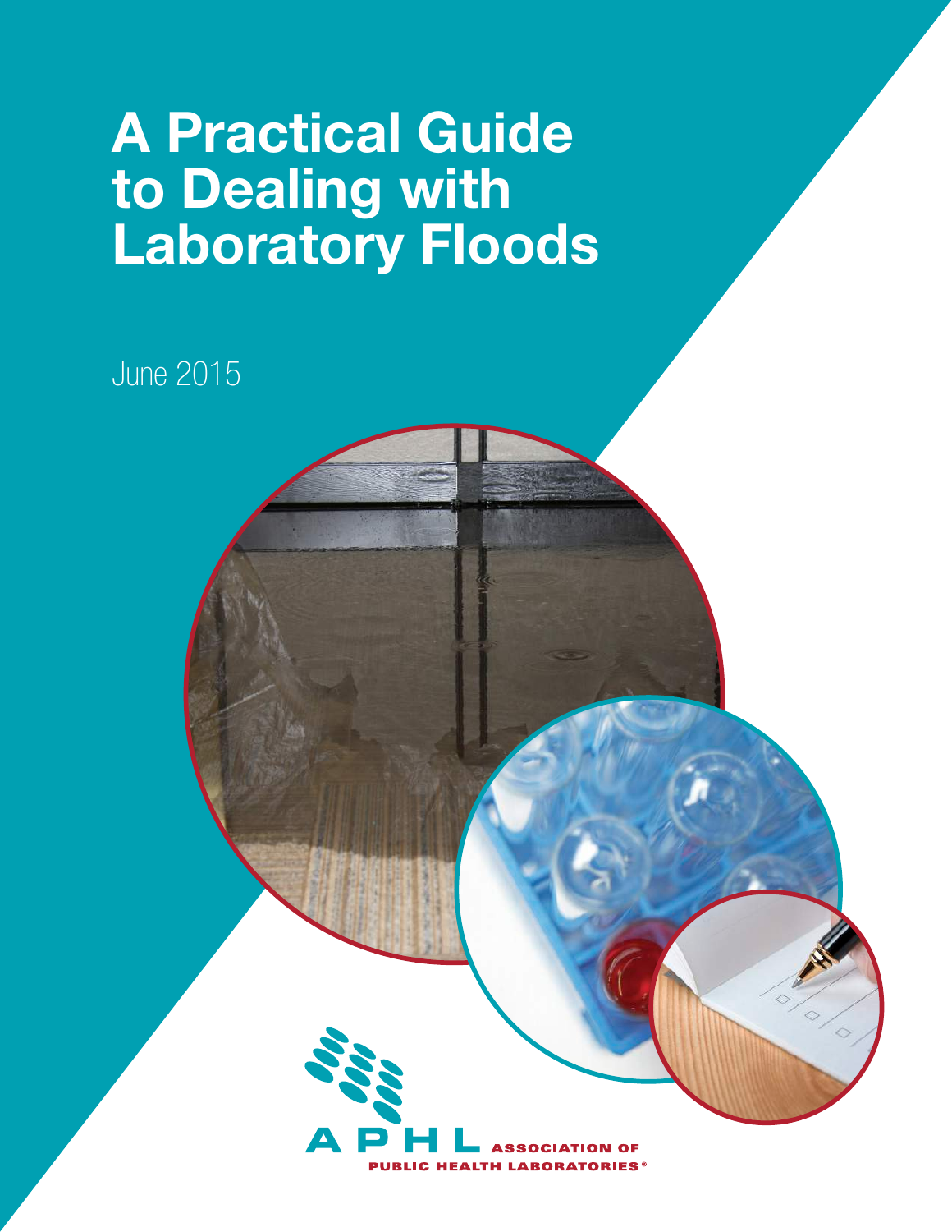# A Practical Guide to Dealing with Laboratory Floods

June 2015

APHL ASSOCIATION OF PUBLIC HEALTH LABORATORIES®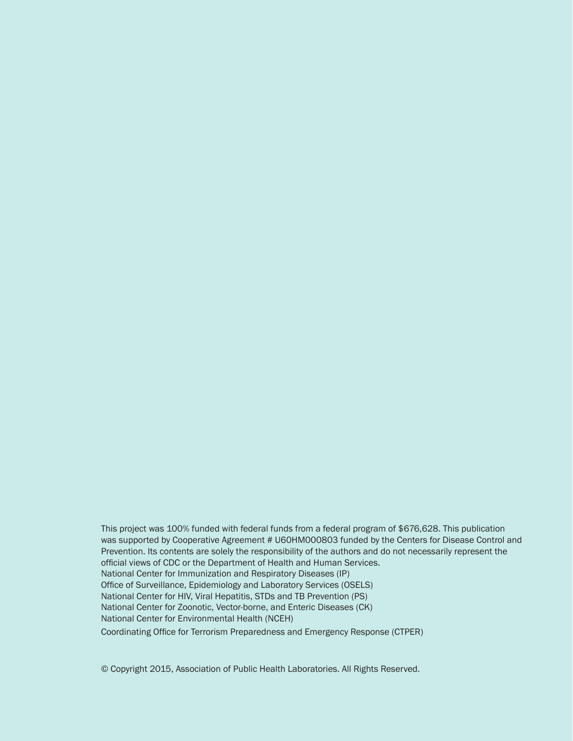This project was 100% funded with federal funds from a federal program of $676,628. This publication was supported by Cooperative Agreement # U60HM000803 funded by the Centers for Disease Control and Prevention. Its contents are solely the responsibility of the authors and do not necessarily represent the official views of CDC or the Department of Health and Human Services.

National Center for Immunization and Respiratory Diseases (IP)
Office of Surveillance, Epidemiology and Laboratory Services (OSELS)
National Center for HIV, Viral Hepatitis, STDs and TB Prevention (PS)
National Center for Zoonotic, Vector-borne, and Enteric Diseases (CK)
National Center for Environmental Health (NCEH)
Coordinating Office for Terrorism Preparedness and Emergency Response (CTPER)

© Copyright 2015, Association of Public Health Laboratories. All Rights Reserved.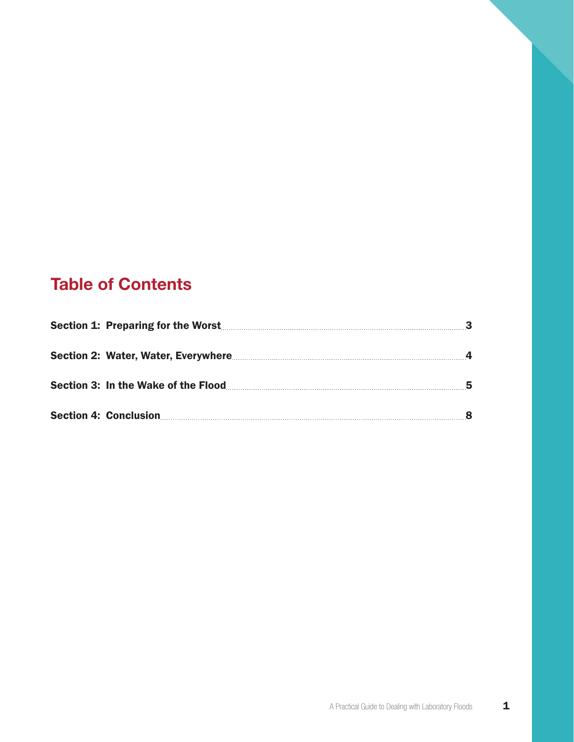## Table of Contents

| Section | Page |
|---|---|
| **Section 1: Preparing for the Worst** | **3** |
| **Section 2: Water, Water, Everywhere** | **4** |
| **Section 3: In the Wake of the Flood** | **5** |
| **Section 4: Conclusion** | **8** |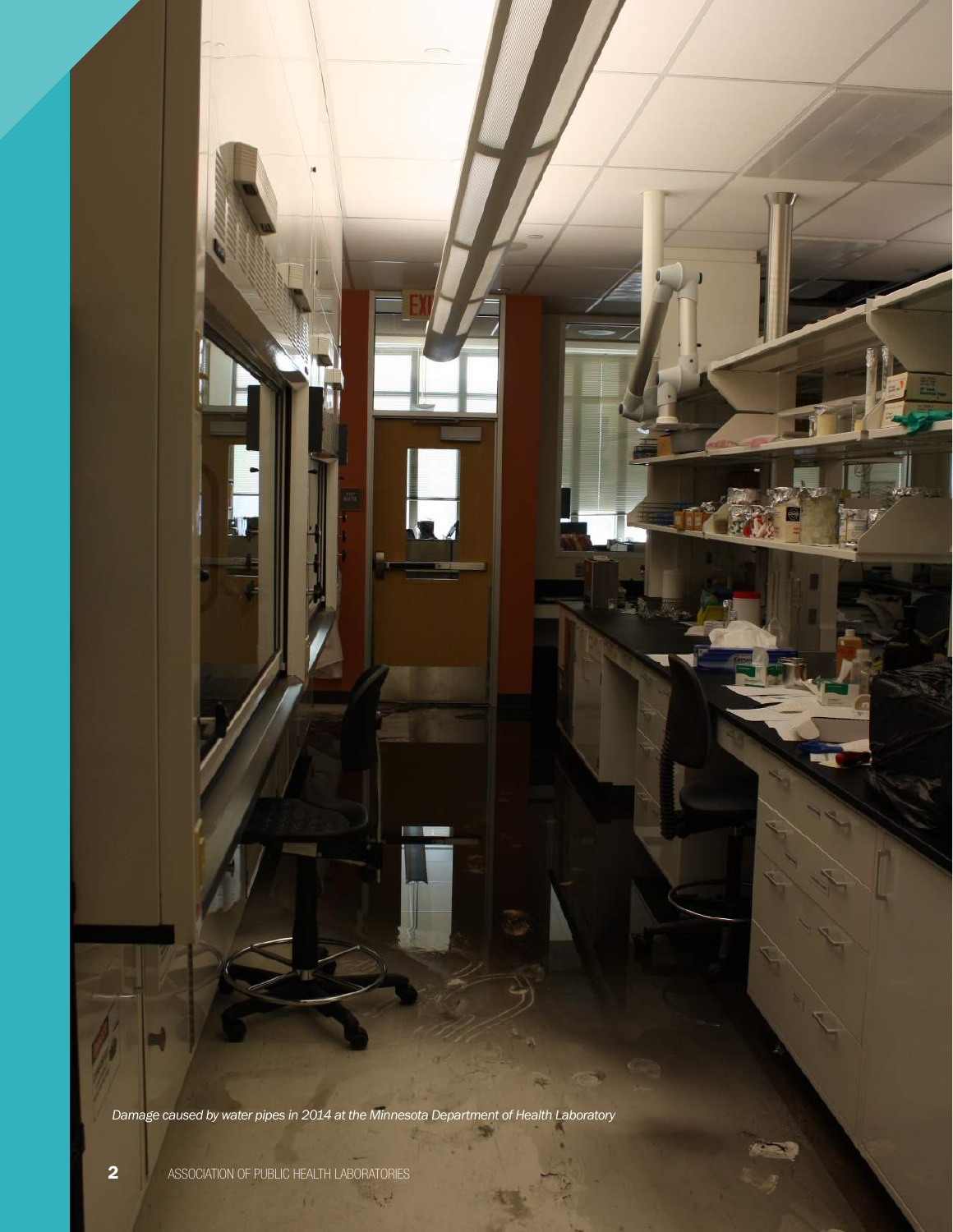*Damage caused by water pipes in 2014 at the Minnesota Department of Health Laboratory*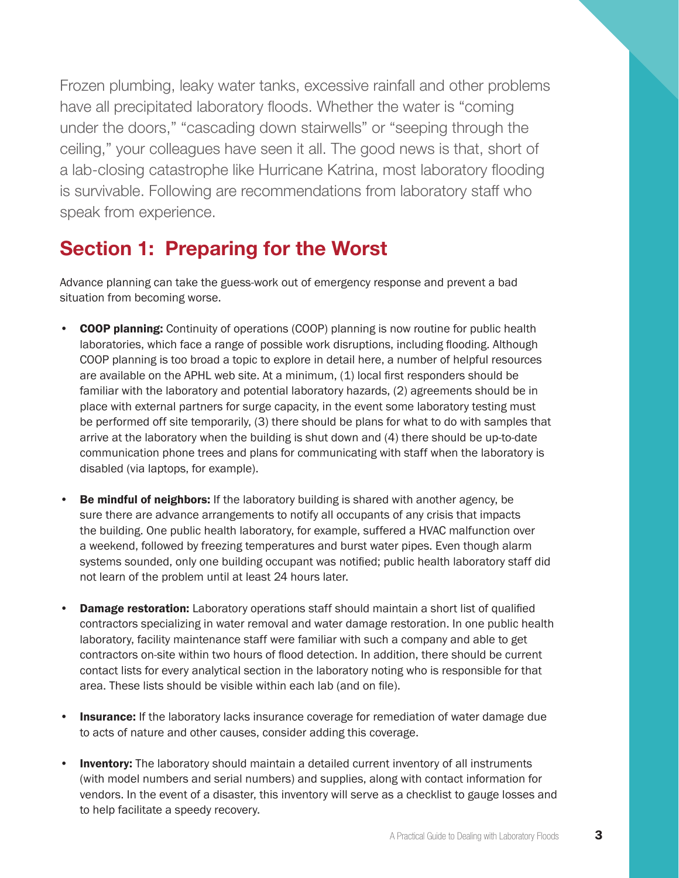Frozen plumbing, leaky water tanks, excessive rainfall and other problems have all precipitated laboratory floods. Whether the water is "coming under the doors," "cascading down stairwells" or "seeping through the ceiling," your colleagues have seen it all. The good news is that, short of a lab-closing catastrophe like Hurricane Katrina, most laboratory flooding is survivable. Following are recommendations from laboratory staff who speak from experience.

## Section 1: Preparing for the Worst

Advance planning can take the guess-work out of emergency response and prevent a bad situation from becoming worse.

- **COOP planning:** Continuity of operations (COOP) planning is now routine for public health laboratories, which face a range of possible work disruptions, including flooding. Although COOP planning is too broad a topic to explore in detail here, a number of helpful resources are available on the APHL web site. At a minimum, (1) local first responders should be familiar with the laboratory and potential laboratory hazards, (2) agreements should be in place with external partners for surge capacity, in the event some laboratory testing must be performed off site temporarily, (3) there should be plans for what to do with samples that arrive at the laboratory when the building is shut down and (4) there should be up-to-date communication phone trees and plans for communicating with staff when the laboratory is disabled (via laptops, for example).

- **Be mindful of neighbors:** If the laboratory building is shared with another agency, be sure there are advance arrangements to notify all occupants of any crisis that impacts the building. One public health laboratory, for example, suffered a HVAC malfunction over a weekend, followed by freezing temperatures and burst water pipes. Even though alarm systems sounded, only one building occupant was notified; public health laboratory staff did not learn of the problem until at least 24 hours later.

- **Damage restoration:** Laboratory operations staff should maintain a short list of qualified contractors specializing in water removal and water damage restoration. In one public health laboratory, facility maintenance staff were familiar with such a company and able to get contractors on-site within two hours of flood detection. In addition, there should be current contact lists for every analytical section in the laboratory noting who is responsible for that area. These lists should be visible within each lab (and on file).

- **Insurance:** If the laboratory lacks insurance coverage for remediation of water damage due to acts of nature and other causes, consider adding this coverage.

- **Inventory:** The laboratory should maintain a detailed current inventory of all instruments (with model numbers and serial numbers) and supplies, along with contact information for vendors. In the event of a disaster, this inventory will serve as a checklist to gauge losses and to help facilitate a speedy recovery.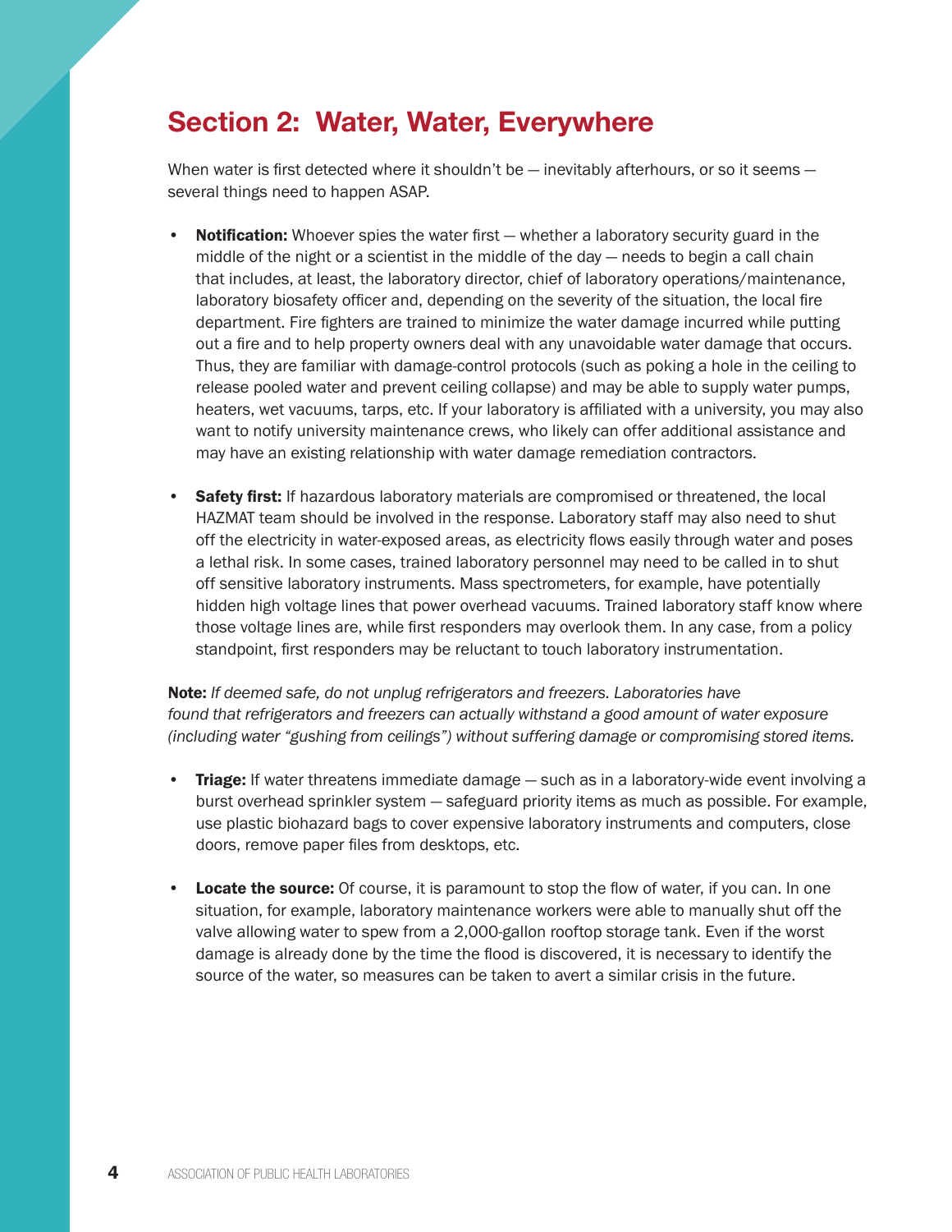## Section 2: Water, Water, Everywhere

When water is first detected where it shouldn't be — inevitably afterhours, or so it seems — several things need to happen ASAP.

- **Notification:** Whoever spies the water first — whether a laboratory security guard in the middle of the night or a scientist in the middle of the day — needs to begin a call chain that includes, at least, the laboratory director, chief of laboratory operations/maintenance, laboratory biosafety officer and, depending on the severity of the situation, the local fire department. Fire fighters are trained to minimize the water damage incurred while putting out a fire and to help property owners deal with any unavoidable water damage that occurs. Thus, they are familiar with damage-control protocols (such as poking a hole in the ceiling to release pooled water and prevent ceiling collapse) and may be able to supply water pumps, heaters, wet vacuums, tarps, etc. If your laboratory is affiliated with a university, you may also want to notify university maintenance crews, who likely can offer additional assistance and may have an existing relationship with water damage remediation contractors.
- **Safety first:** If hazardous laboratory materials are compromised or threatened, the local HAZMAT team should be involved in the response. Laboratory staff may also need to shut off the electricity in water-exposed areas, as electricity flows easily through water and poses a lethal risk. In some cases, trained laboratory personnel may need to be called in to shut off sensitive laboratory instruments. Mass spectrometers, for example, have potentially hidden high voltage lines that power overhead vacuums. Trained laboratory staff know where those voltage lines are, while first responders may overlook them. In any case, from a policy standpoint, first responders may be reluctant to touch laboratory instrumentation.

**Note:** *If deemed safe, do not unplug refrigerators and freezers. Laboratories have found that refrigerators and freezers can actually withstand a good amount of water exposure (including water "gushing from ceilings") without suffering damage or compromising stored items.*

- **Triage:** If water threatens immediate damage — such as in a laboratory-wide event involving a burst overhead sprinkler system — safeguard priority items as much as possible. For example, use plastic biohazard bags to cover expensive laboratory instruments and computers, close doors, remove paper files from desktops, etc.
- **Locate the source:** Of course, it is paramount to stop the flow of water, if you can. In one situation, for example, laboratory maintenance workers were able to manually shut off the valve allowing water to spew from a 2,000-gallon rooftop storage tank. Even if the worst damage is already done by the time the flood is discovered, it is necessary to identify the source of the water, so measures can be taken to avert a similar crisis in the future.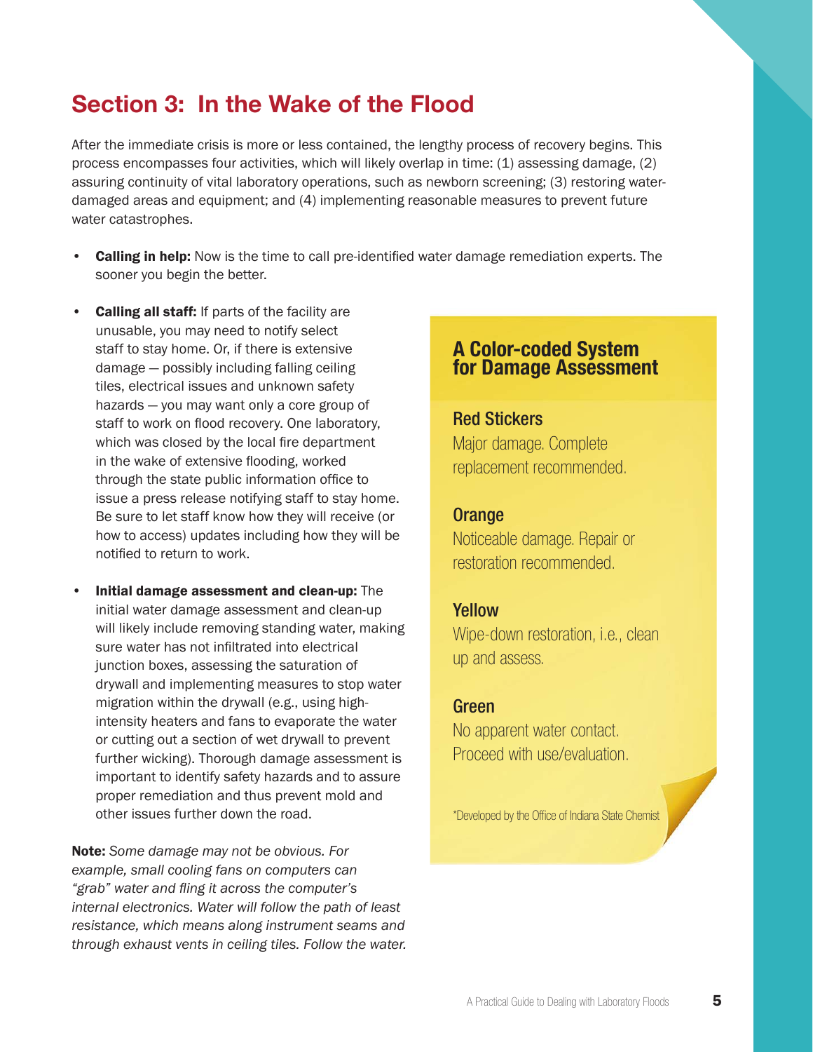## Section 3: In the Wake of the Flood

After the immediate crisis is more or less contained, the lengthy process of recovery begins. This process encompasses four activities, which will likely overlap in time: (1) assessing damage, (2) assuring continuity of vital laboratory operations, such as newborn screening; (3) restoring water-damaged areas and equipment; and (4) implementing reasonable measures to prevent future water catastrophes.

- **Calling in help:** Now is the time to call pre-identified water damage remediation experts. The sooner you begin the better.

- **Calling all staff:** If parts of the facility are unusable, you may need to notify select staff to stay home. Or, if there is extensive damage — possibly including falling ceiling tiles, electrical issues and unknown safety hazards — you may want only a core group of staff to work on flood recovery. One laboratory, which was closed by the local fire department in the wake of extensive flooding, worked through the state public information office to issue a press release notifying staff to stay home. Be sure to let staff know how they will receive (or how to access) updates including how they will be notified to return to work.

- **Initial damage assessment and clean-up:** The initial water damage assessment and clean-up will likely include removing standing water, making sure water has not infiltrated into electrical junction boxes, assessing the saturation of drywall and implementing measures to stop water migration within the drywall (e.g., using high-intensity heaters and fans to evaporate the water or cutting out a section of wet drywall to prevent further wicking). Thorough damage assessment is important to identify safety hazards and to assure proper remediation and thus prevent mold and other issues further down the road.

**Note:** *Some damage may not be obvious. For example, small cooling fans on computers can "grab" water and fling it across the computer's internal electronics. Water will follow the path of least resistance, which means along instrument seams and through exhaust vents in ceiling tiles. Follow the water.*

### A Color-coded System for Damage Assessment

**Red Stickers**
Major damage. Complete replacement recommended.

**Orange**
Noticeable damage. Repair or restoration recommended.

**Yellow**
Wipe-down restoration, i.e., clean up and assess.

**Green**
No apparent water contact. Proceed with use/evaluation.

*Developed by the Office of Indiana State Chemist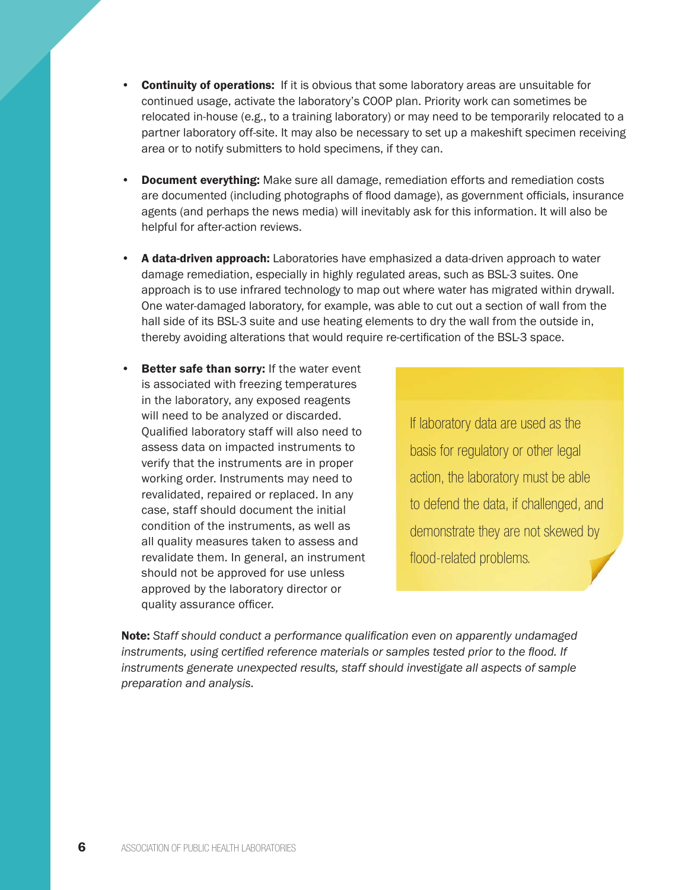- **Continuity of operations:** If it is obvious that some laboratory areas are unsuitable for continued usage, activate the laboratory's COOP plan. Priority work can sometimes be relocated in-house (e.g., to a training laboratory) or may need to be temporarily relocated to a partner laboratory off-site. It may also be necessary to set up a makeshift specimen receiving area or to notify submitters to hold specimens, if they can.

- **Document everything:** Make sure all damage, remediation efforts and remediation costs are documented (including photographs of flood damage), as government officials, insurance agents (and perhaps the news media) will inevitably ask for this information. It will also be helpful for after-action reviews.

- **A data-driven approach:** Laboratories have emphasized a data-driven approach to water damage remediation, especially in highly regulated areas, such as BSL-3 suites. One approach is to use infrared technology to map out where water has migrated within drywall. One water-damaged laboratory, for example, was able to cut out a section of wall from the hall side of its BSL-3 suite and use heating elements to dry the wall from the outside in, thereby avoiding alterations that would require re-certification of the BSL-3 space.

- **Better safe than sorry:** If the water event is associated with freezing temperatures in the laboratory, any exposed reagents will need to be analyzed or discarded. Qualified laboratory staff will also need to assess data on impacted instruments to verify that the instruments are in proper working order. Instruments may need to revalidated, repaired or replaced. In any case, staff should document the initial condition of the instruments, as well as all quality measures taken to assess and revalidate them. In general, an instrument should not be approved for use unless approved by the laboratory director or quality assurance officer.

> If laboratory data are used as the basis for regulatory or other legal action, the laboratory must be able to defend the data, if challenged, and demonstrate they are not skewed by flood-related problems.

**Note:** *Staff should conduct a performance qualification even on apparently undamaged instruments, using certified reference materials or samples tested prior to the flood. If instruments generate unexpected results, staff should investigate all aspects of sample preparation and analysis.*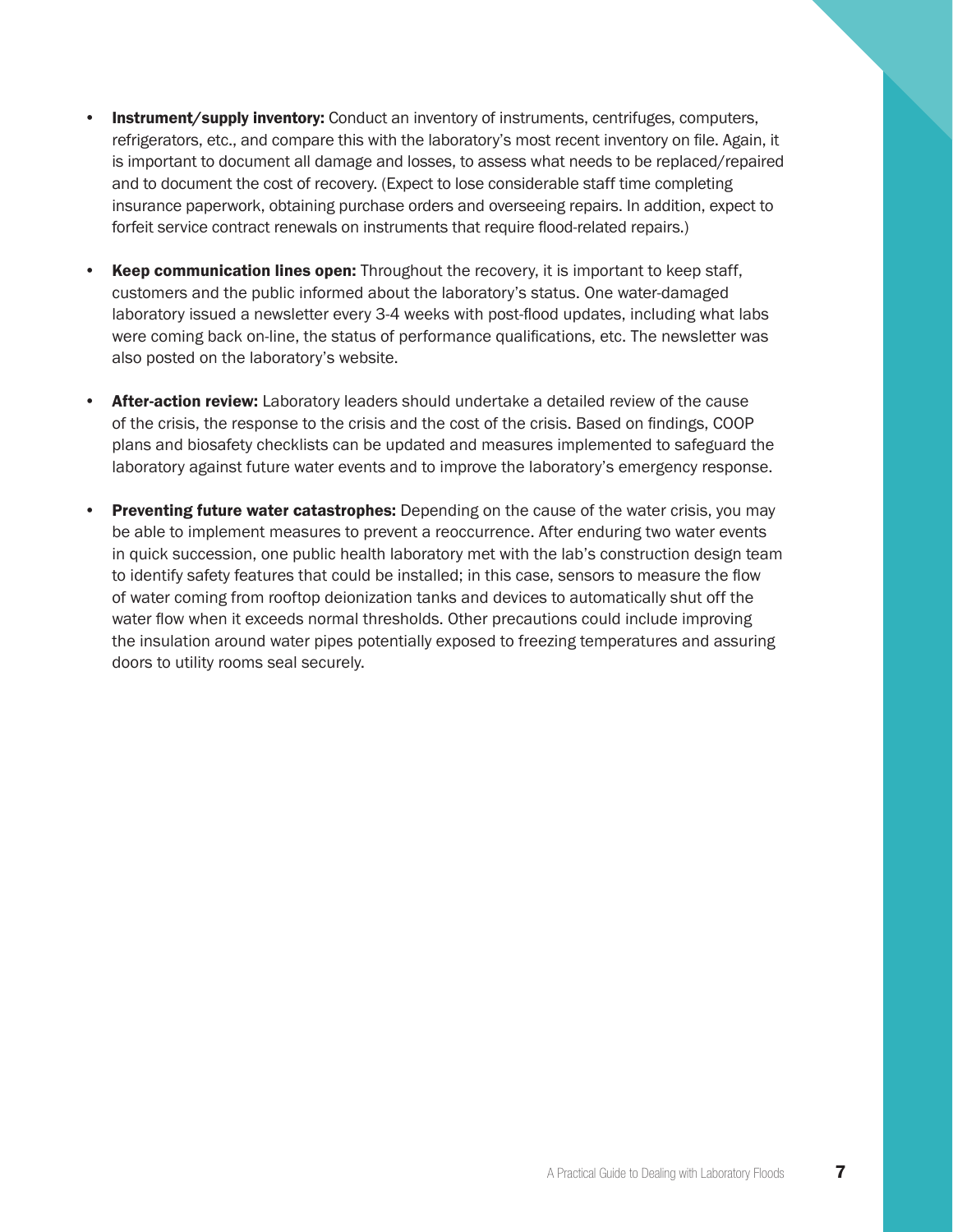- **Instrument/supply inventory:** Conduct an inventory of instruments, centrifuges, computers, refrigerators, etc., and compare this with the laboratory's most recent inventory on file. Again, it is important to document all damage and losses, to assess what needs to be replaced/repaired and to document the cost of recovery. (Expect to lose considerable staff time completing insurance paperwork, obtaining purchase orders and overseeing repairs. In addition, expect to forfeit service contract renewals on instruments that require flood-related repairs.)

- **Keep communication lines open:** Throughout the recovery, it is important to keep staff, customers and the public informed about the laboratory's status. One water-damaged laboratory issued a newsletter every 3-4 weeks with post-flood updates, including what labs were coming back on-line, the status of performance qualifications, etc. The newsletter was also posted on the laboratory's website.

- **After-action review:** Laboratory leaders should undertake a detailed review of the cause of the crisis, the response to the crisis and the cost of the crisis. Based on findings, COOP plans and biosafety checklists can be updated and measures implemented to safeguard the laboratory against future water events and to improve the laboratory's emergency response.

- **Preventing future water catastrophes:** Depending on the cause of the water crisis, you may be able to implement measures to prevent a reoccurrence. After enduring two water events in quick succession, one public health laboratory met with the lab's construction design team to identify safety features that could be installed; in this case, sensors to measure the flow of water coming from rooftop deionization tanks and devices to automatically shut off the water flow when it exceeds normal thresholds. Other precautions could include improving the insulation around water pipes potentially exposed to freezing temperatures and assuring doors to utility rooms seal securely.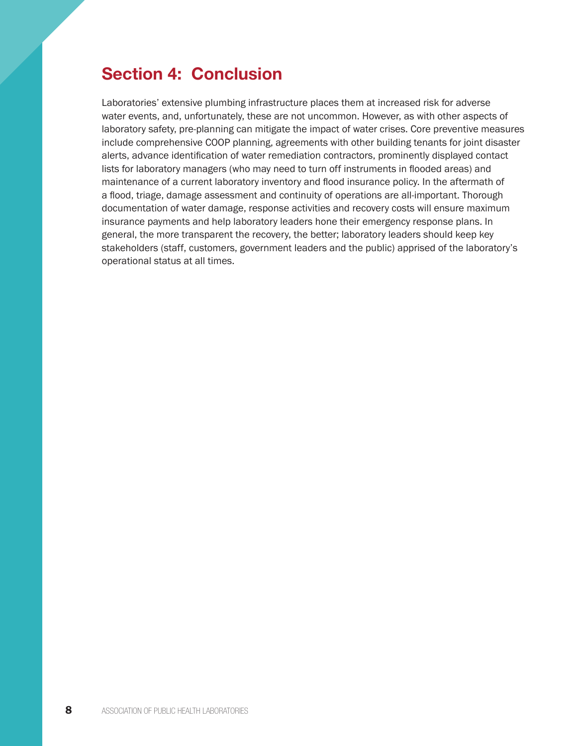## Section 4: Conclusion

Laboratories' extensive plumbing infrastructure places them at increased risk for adverse water events, and, unfortunately, these are not uncommon. However, as with other aspects of laboratory safety, pre-planning can mitigate the impact of water crises. Core preventive measures include comprehensive COOP planning, agreements with other building tenants for joint disaster alerts, advance identification of water remediation contractors, prominently displayed contact lists for laboratory managers (who may need to turn off instruments in flooded areas) and maintenance of a current laboratory inventory and flood insurance policy. In the aftermath of a flood, triage, damage assessment and continuity of operations are all-important. Thorough documentation of water damage, response activities and recovery costs will ensure maximum insurance payments and help laboratory leaders hone their emergency response plans. In general, the more transparent the recovery, the better; laboratory leaders should keep key stakeholders (staff, customers, government leaders and the public) apprised of the laboratory's operational status at all times.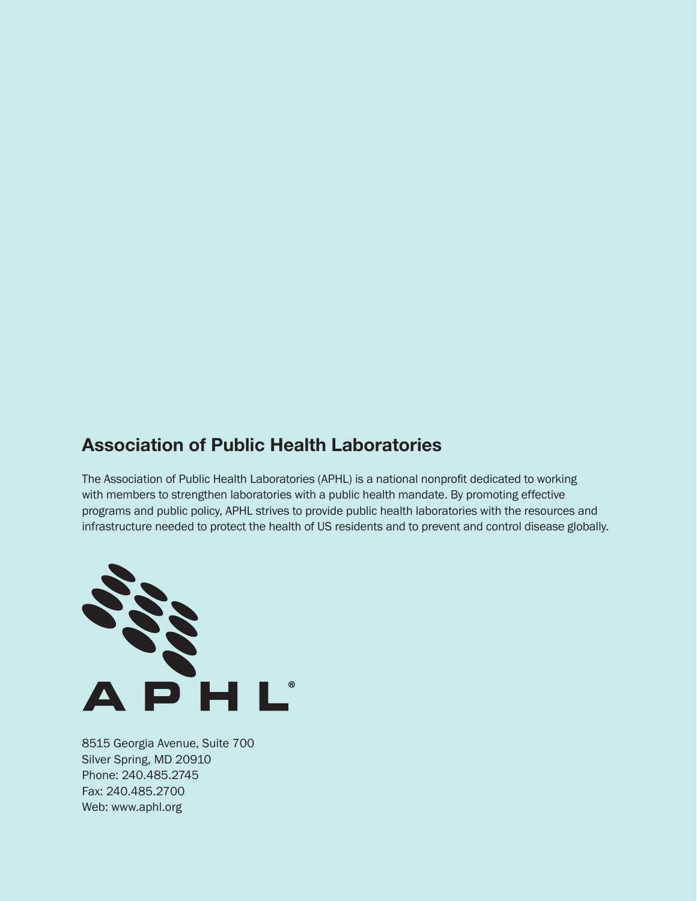## Association of Public Health Laboratories

The Association of Public Health Laboratories (APHL) is a national nonprofit dedicated to working with members to strengthen laboratories with a public health mandate. By promoting effective programs and public policy, APHL strives to provide public health laboratories with the resources and infrastructure needed to protect the health of US residents and to prevent and control disease globally.

APHL®

8515 Georgia Avenue, Suite 700
Silver Spring, MD 20910
Phone: 240.485.2745
Fax: 240.485.2700
Web: www.aphl.org